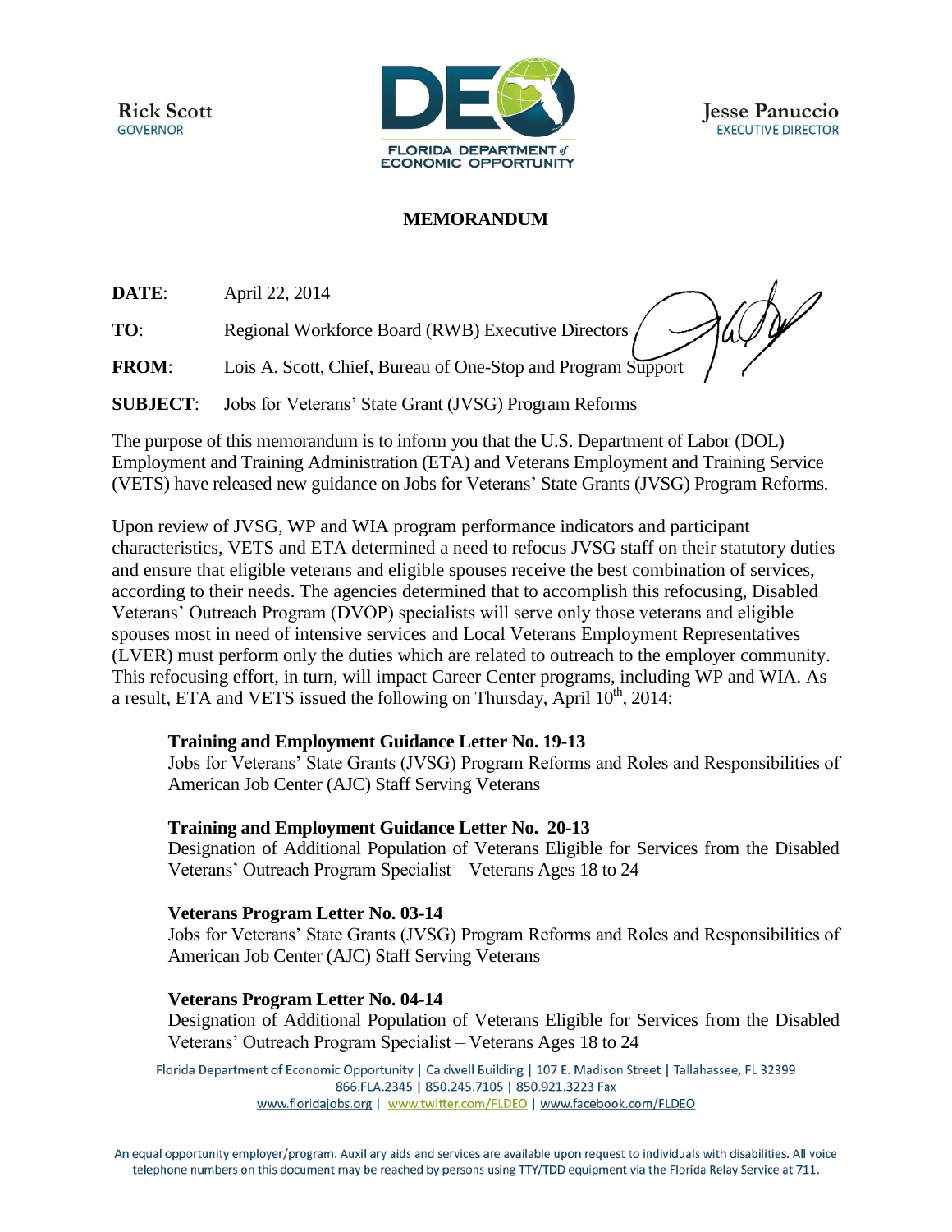**Rick Scott**
GOVERNOR

FLORIDA DEPARTMENT of ECONOMIC OPPORTUNITY

**Jesse Panuccio**
EXECUTIVE DIRECTOR

## MEMORANDUM

**DATE**: April 22, 2014

**TO**: Regional Workforce Board (RWB) Executive Directors

**FROM**: Lois A. Scott, Chief, Bureau of One-Stop and Program Support

**SUBJECT**: Jobs for Veterans' State Grant (JVSG) Program Reforms

The purpose of this memorandum is to inform you that the U.S. Department of Labor (DOL) Employment and Training Administration (ETA) and Veterans Employment and Training Service (VETS) have released new guidance on Jobs for Veterans' State Grants (JVSG) Program Reforms.

Upon review of JVSG, WP and WIA program performance indicators and participant characteristics, VETS and ETA determined a need to refocus JVSG staff on their statutory duties and ensure that eligible veterans and eligible spouses receive the best combination of services, according to their needs. The agencies determined that to accomplish this refocusing, Disabled Veterans' Outreach Program (DVOP) specialists will serve only those veterans and eligible spouses most in need of intensive services and Local Veterans Employment Representatives (LVER) must perform only the duties which are related to outreach to the employer community. This refocusing effort, in turn, will impact Career Center programs, including WP and WIA. As a result, ETA and VETS issued the following on Thursday, April 10th, 2014:

**Training and Employment Guidance Letter No. 19-13**
Jobs for Veterans' State Grants (JVSG) Program Reforms and Roles and Responsibilities of American Job Center (AJC) Staff Serving Veterans

**Training and Employment Guidance Letter No. 20-13**
Designation of Additional Population of Veterans Eligible for Services from the Disabled Veterans' Outreach Program Specialist – Veterans Ages 18 to 24

**Veterans Program Letter No. 03-14**
Jobs for Veterans' State Grants (JVSG) Program Reforms and Roles and Responsibilities of American Job Center (AJC) Staff Serving Veterans

**Veterans Program Letter No. 04-14**
Designation of Additional Population of Veterans Eligible for Services from the Disabled Veterans' Outreach Program Specialist – Veterans Ages 18 to 24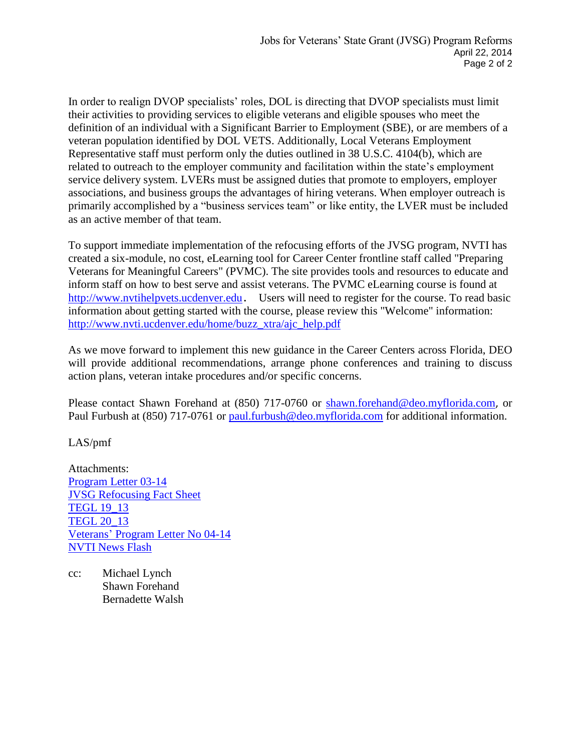In order to realign DVOP specialists' roles, DOL is directing that DVOP specialists must limit their activities to providing services to eligible veterans and eligible spouses who meet the definition of an individual with a Significant Barrier to Employment (SBE), or are members of a veteran population identified by DOL VETS. Additionally, Local Veterans Employment Representative staff must perform only the duties outlined in 38 U.S.C. 4104(b), which are related to outreach to the employer community and facilitation within the state's employment service delivery system. LVERs must be assigned duties that promote to employers, employer associations, and business groups the advantages of hiring veterans. When employer outreach is primarily accomplished by a "business services team" or like entity, the LVER must be included as an active member of that team.

To support immediate implementation of the refocusing efforts of the JVSG program, NVTI has created a six-module, no cost, eLearning tool for Career Center frontline staff called "Preparing Veterans for Meaningful Careers" (PVMC). The site provides tools and resources to educate and inform staff on how to best serve and assist veterans. The PVMC eLearning course is found at http://www.nvtihelpvets.ucdenver.edu. Users will need to register for the course. To read basic information about getting started with the course, please review this "Welcome" information: http://www.nvti.ucdenver.edu/home/buzz_xtra/ajc_help.pdf

As we move forward to implement this new guidance in the Career Centers across Florida, DEO will provide additional recommendations, arrange phone conferences and training to discuss action plans, veteran intake procedures and/or specific concerns.

Please contact Shawn Forehand at (850) 717-0760 or shawn.forehand@deo.myflorida.com, or Paul Furbush at (850) 717-0761 or paul.furbush@deo.myflorida.com for additional information.

LAS/pmf

Attachments:
Program Letter 03-14
JVSG Refocusing Fact Sheet
TEGL 19_13
TEGL 20_13
Veterans' Program Letter No 04-14
NVTI News Flash

cc: Michael Lynch
Shawn Forehand
Bernadette Walsh